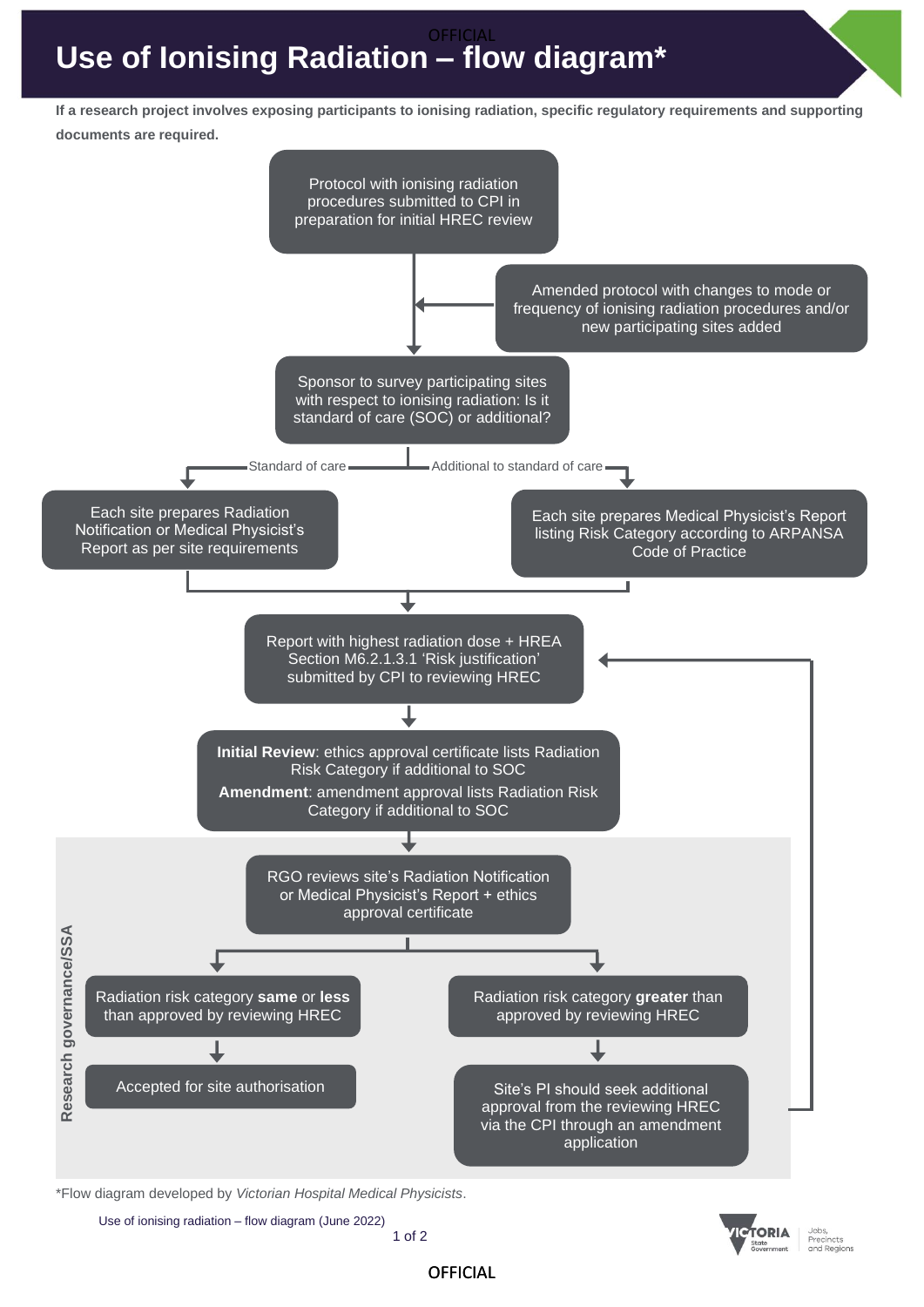# Use of Ionising Radiation – flow diagram*

**If a research project involves exposing participants to ionising radiation, specific regulatory requirements and supporting documents are required.**

Protocol with ionising radiation procedures submitted to CPI in preparation for initial HREC review

Amended protocol with changes to mode or frequency of ionising radiation procedures and/or new participating sites added

Sponsor to survey participating sites with respect to ionising radiation: Is it standard of care (SOC) or additional?

- Standard of care: Each site prepares Radiation Notification or Medical Physicist's Report as per site requirements
- Additional to standard of care: Each site prepares Medical Physicist's Report listing Risk Category according to ARPANSA Code of Practice

Report with highest radiation dose + HREA Section M6.2.1.3.1 'Risk justification' submitted by CPI to reviewing HREC

**Initial Review**: ethics approval certificate lists Radiation Risk Category if additional to SOC

**Amendment**: amendment approval lists Radiation Risk Category if additional to SOC

## Research governance/SSA

RGO reviews site's Radiation Notification or Medical Physicist's Report + ethics approval certificate

- Radiation risk category **same** or **less** than approved by reviewing HREC → Accepted for site authorisation
- Radiation risk category **greater** than approved by reviewing HREC → Site's PI should seek additional approval from the reviewing HREC via the CPI through an amendment application (returns to "Report with highest radiation dose + HREA Section M6.2.1.3.1 'Risk justification' submitted by CPI to reviewing HREC")

*Flow diagram developed by *Victorian Hospital Medical Physicists*.

Use of ionising radiation – flow diagram (June 2022)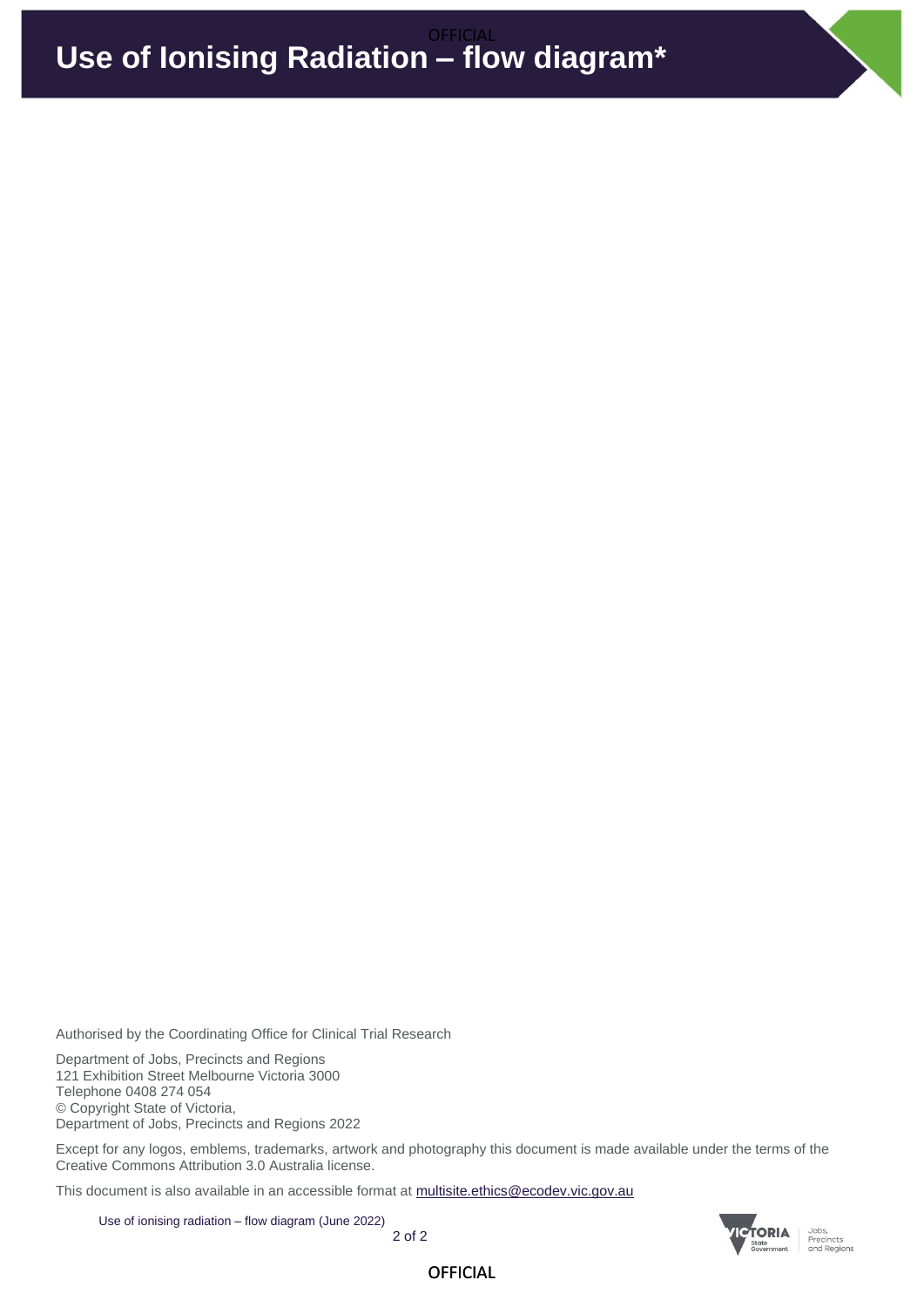# Use of Ionising Radiation – flow diagram*

Authorised by the Coordinating Office for Clinical Trial Research

Department of Jobs, Precincts and Regions
121 Exhibition Street Melbourne Victoria 3000
Telephone 0408 274 054
© Copyright State of Victoria,
Department of Jobs, Precincts and Regions 2022

Except for any logos, emblems, trademarks, artwork and photography this document is made available under the terms of the Creative Commons Attribution 3.0 Australia license.

This document is also available in an accessible format at multisite.ethics@ecodev.vic.gov.au